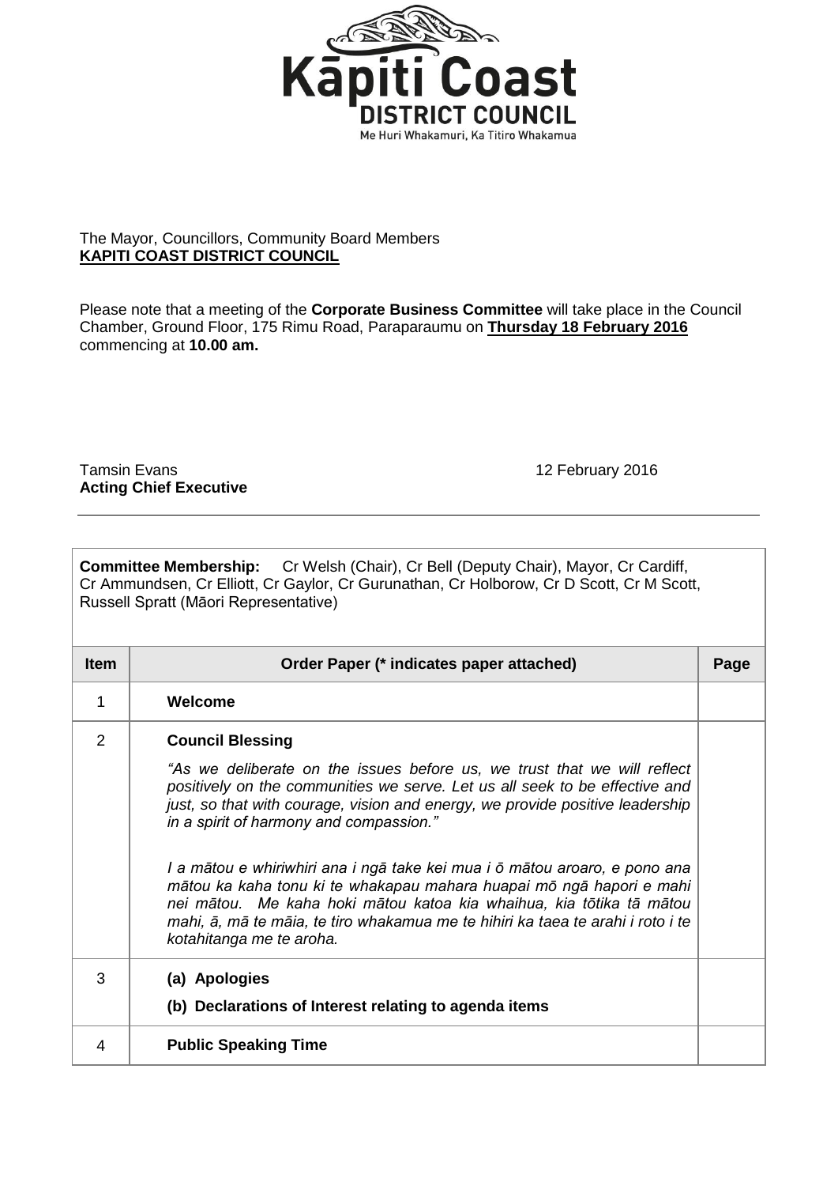Kāpiti Coast
DISTRICT COUNCIL
Me Huri Whakamuri, Ka Titiro Whakamua

The Mayor, Councillors, Community Board Members
**KAPITI COAST DISTRICT COUNCIL**

Please note that a meeting of the **Corporate Business Committee** will take place in the Council Chamber, Ground Floor, 175 Rimu Road, Paraparaumu on **Thursday 18 February 2016** commencing at **10.00 am.**

Tamsin Evans
**Acting Chief Executive**

12 February 2016

**Committee Membership:** Cr Welsh (Chair), Cr Bell (Deputy Chair), Mayor, Cr Cardiff, Cr Ammundsen, Cr Elliott, Cr Gaylor, Cr Gurunathan, Cr Holborow, Cr D Scott, Cr M Scott, Russell Spratt (Māori Representative)

| Item | Order Paper (* indicates paper attached) | Page |
|---|---|---|
| 1 | **Welcome** | |
| 2 | **Council Blessing**<br><br>*"As we deliberate on the issues before us, we trust that we will reflect positively on the communities we serve. Let us all seek to be effective and just, so that with courage, vision and energy, we provide positive leadership in a spirit of harmony and compassion."*<br><br>*I a mātou e whiriwhiri ana i ngā take kei mua i ō mātou aroaro, e pono ana mātou ka kaha tonu ki te whakapau mahara huapai mō ngā hapori e mahi nei mātou. Me kaha hoki mātou katoa kia whaihua, kia tōtika tā mātou mahi, ā, mā te māia, te tiro whakamua me te hihiri ka taea te arahi i roto i te kotahitanga me te aroha.* | |
| 3 | **(a) Apologies**<br><br>**(b) Declarations of Interest relating to agenda items** | |
| 4 | **Public Speaking Time** | |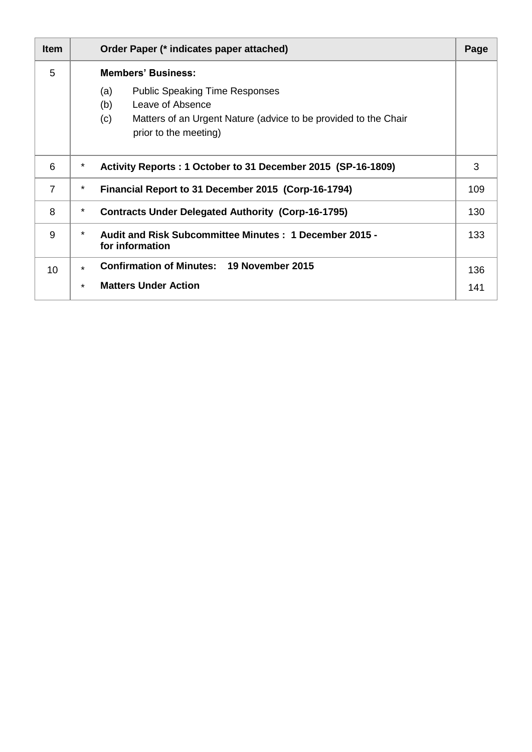| Item | | Order Paper (* indicates paper attached) | Page |
|---|---|---|---|
| 5 | | **Members' Business:**<br>(a) Public Speaking Time Responses<br>(b) Leave of Absence<br>(c) Matters of an Urgent Nature (advice to be provided to the Chair prior to the meeting) | |
| 6 | * | **Activity Reports : 1 October to 31 December 2015 (SP-16-1809)** | 3 |
| 7 | * | **Financial Report to 31 December 2015 (Corp-16-1794)** | 109 |
| 8 | * | **Contracts Under Delegated Authority (Corp-16-1795)** | 130 |
| 9 | * | **Audit and Risk Subcommittee Minutes : 1 December 2015 - for information** | 133 |
| 10 | *<br>* | **Confirmation of Minutes: 19 November 2015**<br>**Matters Under Action** | 136<br>141 |